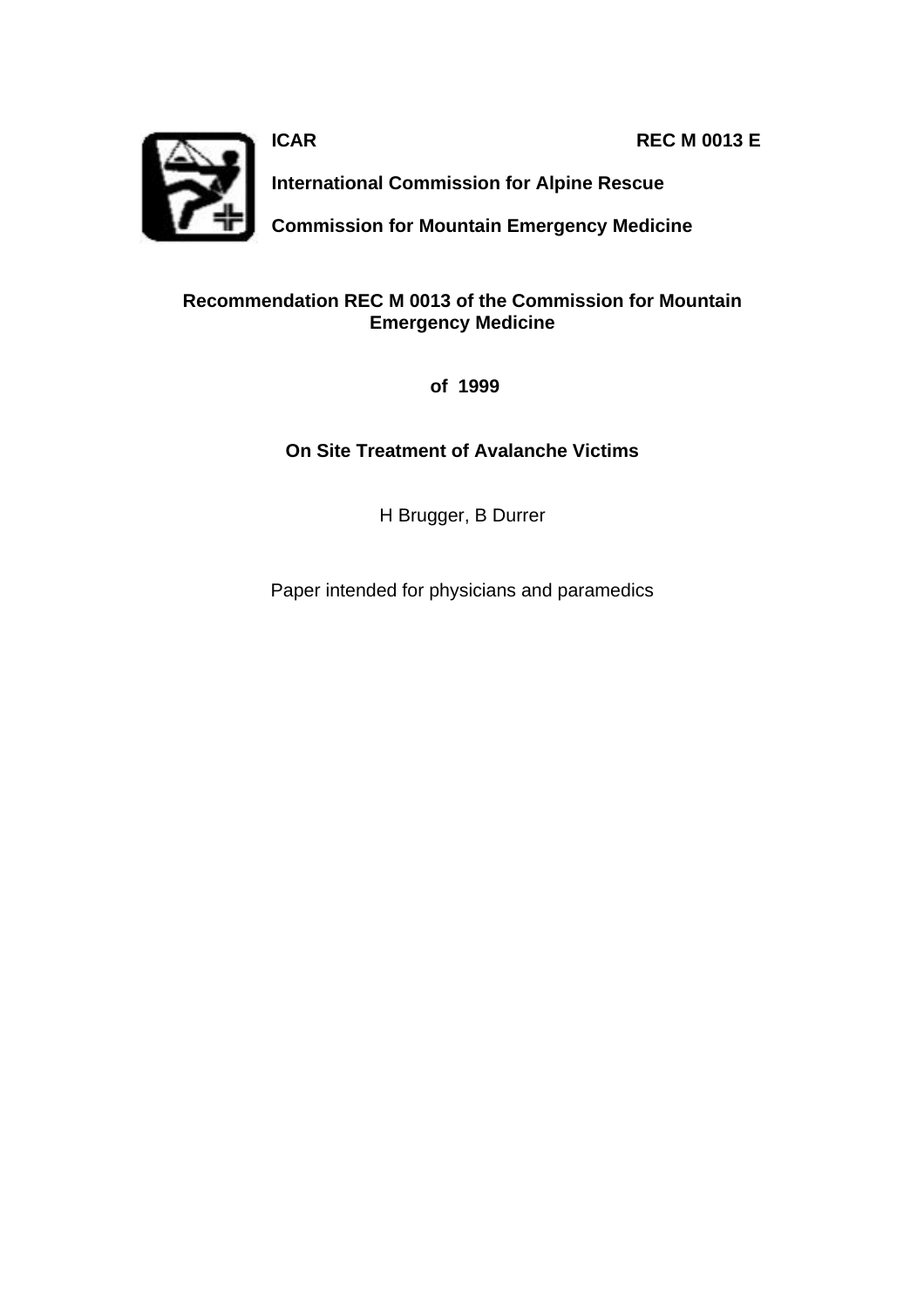**ICAR** **REC M 0013 E**

**International Commission for Alpine Rescue**

**Commission for Mountain Emergency Medicine**

# Recommendation REC M 0013 of the Commission for Mountain Emergency Medicine

**of 1999**

## On Site Treatment of Avalanche Victims

H Brugger, B Durrer

Paper intended for physicians and paramedics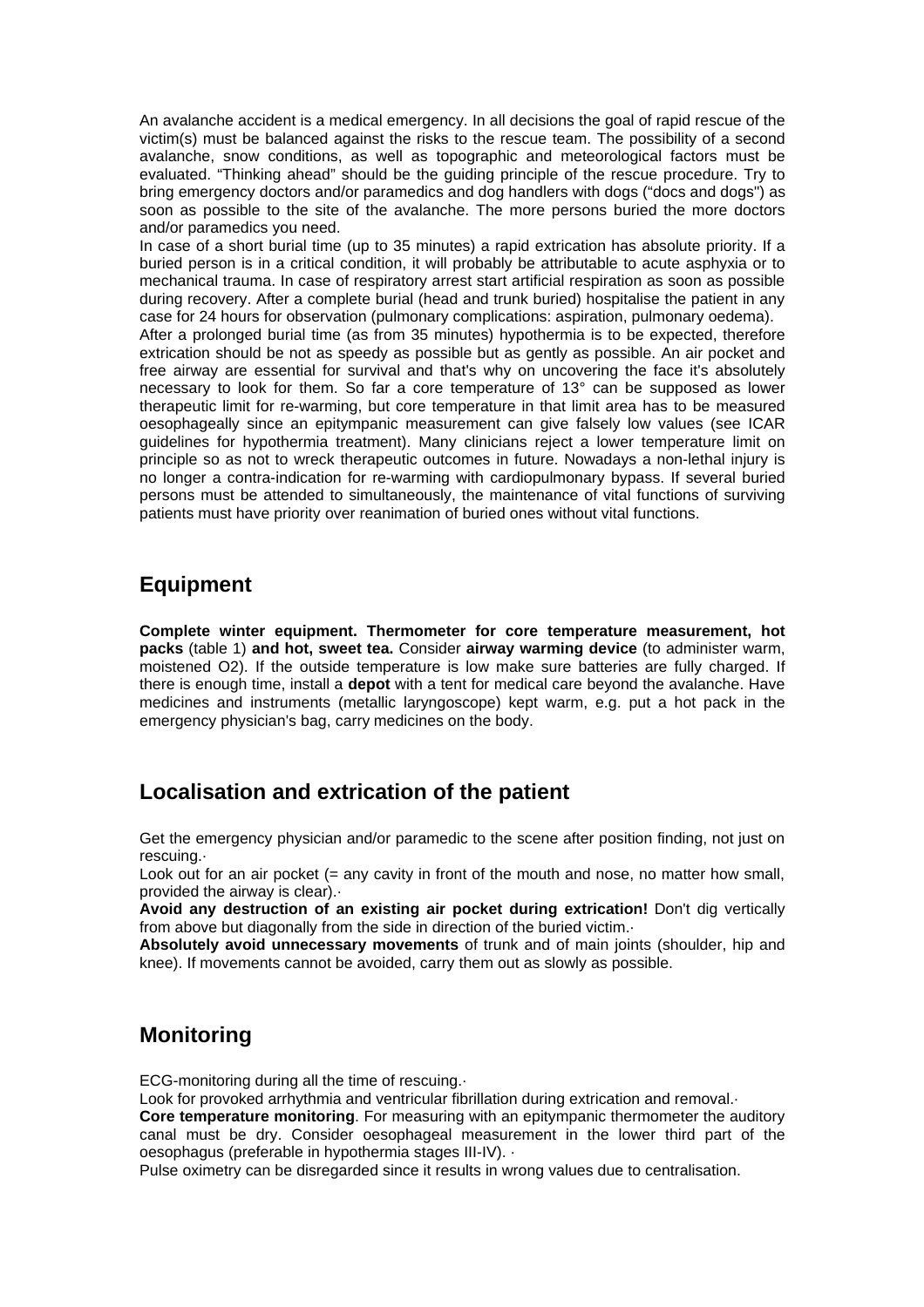An avalanche accident is a medical emergency. In all decisions the goal of rapid rescue of the victim(s) must be balanced against the risks to the rescue team. The possibility of a second avalanche, snow conditions, as well as topographic and meteorological factors must be evaluated. “Thinking ahead" should be the guiding principle of the rescue procedure. Try to bring emergency doctors and/or paramedics and dog handlers with dogs (“docs and dogs") as soon as possible to the site of the avalanche. The more persons buried the more doctors and/or paramedics you need.

In case of a short burial time (up to 35 minutes) a rapid extrication has absolute priority. If a buried person is in a critical condition, it will probably be attributable to acute asphyxia or to mechanical trauma. In case of respiratory arrest start artificial respiration as soon as possible during recovery. After a complete burial (head and trunk buried) hospitalise the patient in any case for 24 hours for observation (pulmonary complications: aspiration, pulmonary oedema).

After a prolonged burial time (as from 35 minutes) hypothermia is to be expected, therefore extrication should be not as speedy as possible but as gently as possible. An air pocket and free airway are essential for survival and that's why on uncovering the face it's absolutely necessary to look for them. So far a core temperature of 13° can be supposed as lower therapeutic limit for re-warming, but core temperature in that limit area has to be measured oesophageally since an epitympanic measurement can give falsely low values (see ICAR guidelines for hypothermia treatment). Many clinicians reject a lower temperature limit on principle so as not to wreck therapeutic outcomes in future. Nowadays a non-lethal injury is no longer a contra-indication for re-warming with cardiopulmonary bypass. If several buried persons must be attended to simultaneously, the maintenance of vital functions of surviving patients must have priority over reanimation of buried ones without vital functions.

## Equipment

**Complete winter equipment. Thermometer for core temperature measurement, hot packs** (table 1) **and hot, sweet tea.** Consider **airway warming device** (to administer warm, moistened O2). If the outside temperature is low make sure batteries are fully charged. If there is enough time, install a **depot** with a tent for medical care beyond the avalanche. Have medicines and instruments (metallic laryngoscope) kept warm, e.g. put a hot pack in the emergency physician's bag, carry medicines on the body.

## Localisation and extrication of the patient

Get the emergency physician and/or paramedic to the scene after position finding, not just on rescuing.·

Look out for an air pocket (= any cavity in front of the mouth and nose, no matter how small, provided the airway is clear).·

**Avoid any destruction of an existing air pocket during extrication!** Don't dig vertically from above but diagonally from the side in direction of the buried victim.·

**Absolutely avoid unnecessary movements** of trunk and of main joints (shoulder, hip and knee). If movements cannot be avoided, carry them out as slowly as possible.

## Monitoring

ECG-monitoring during all the time of rescuing.·

Look for provoked arrhythmia and ventricular fibrillation during extrication and removal.·

**Core temperature monitoring**. For measuring with an epitympanic thermometer the auditory canal must be dry. Consider oesophageal measurement in the lower third part of the oesophagus (preferable in hypothermia stages III-IV). ·

Pulse oximetry can be disregarded since it results in wrong values due to centralisation.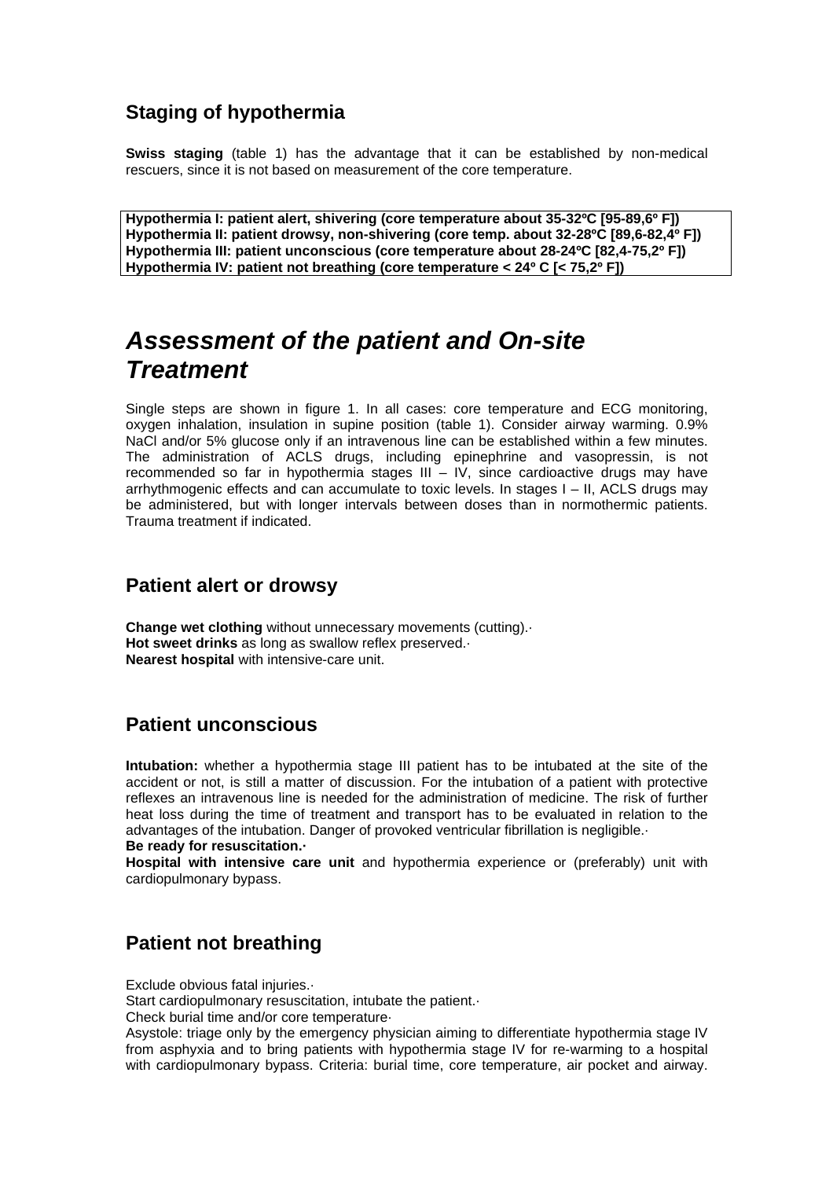## Staging of hypothermia

**Swiss staging** (table 1) has the advantage that it can be established by non-medical rescuers, since it is not based on measurement of the core temperature.

| **Hypothermia I: patient alert, shivering (core temperature about 35-32ºC [95-89,6º F])** |
|---|
| **Hypothermia II: patient drowsy, non-shivering (core temp. about 32-28ºC [89,6-82,4º F])** |
| **Hypothermia III: patient unconscious (core temperature about 28-24ºC [82,4-75,2º F])** |
| **Hypothermia IV: patient not breathing (core temperature < 24º C [< 75,2º F])** |

# ***Assessment of the patient and On-site Treatment***

Single steps are shown in figure 1. In all cases: core temperature and ECG monitoring, oxygen inhalation, insulation in supine position (table 1). Consider airway warming. 0.9% NaCl and/or 5% glucose only if an intravenous line can be established within a few minutes. The administration of ACLS drugs, including epinephrine and vasopressin, is not recommended so far in hypothermia stages III – IV, since cardioactive drugs may have arrhythmogenic effects and can accumulate to toxic levels. In stages I – II, ACLS drugs may be administered, but with longer intervals between doses than in normothermic patients. Trauma treatment if indicated.

## Patient alert or drowsy

**Change wet clothing** without unnecessary movements (cutting).·
**Hot sweet drinks** as long as swallow reflex preserved.·
**Nearest hospital** with intensive-care unit.

## Patient unconscious

**Intubation:** whether a hypothermia stage III patient has to be intubated at the site of the accident or not, is still a matter of discussion. For the intubation of a patient with protective reflexes an intravenous line is needed for the administration of medicine. The risk of further heat loss during the time of treatment and transport has to be evaluated in relation to the advantages of the intubation. Danger of provoked ventricular fibrillation is negligible.·
**Be ready for resuscitation.·**
**Hospital with intensive care unit** and hypothermia experience or (preferably) unit with cardiopulmonary bypass.

## Patient not breathing

Exclude obvious fatal injuries.·
Start cardiopulmonary resuscitation, intubate the patient.·
Check burial time and/or core temperature·
Asystole: triage only by the emergency physician aiming to differentiate hypothermia stage IV from asphyxia and to bring patients with hypothermia stage IV for re-warming to a hospital with cardiopulmonary bypass. Criteria: burial time, core temperature, air pocket and airway.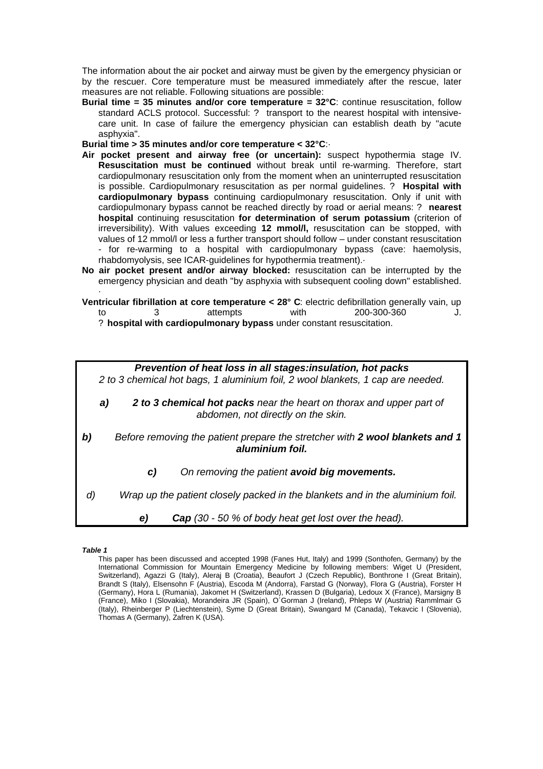The information about the air pocket and airway must be given by the emergency physician or by the rescuer. Core temperature must be measured immediately after the rescue, later measures are not reliable. Following situations are possible:

**Burial time = 35 minutes and/or core temperature = 32°C**: continue resuscitation, follow standard ACLS protocol. Successful: ? transport to the nearest hospital with intensive-care unit. In case of failure the emergency physician can establish death by "acute asphyxia".

**Burial time > 35 minutes and/or core temperature < 32°C**:·

**Air pocket present and airway free (or uncertain):** suspect hypothermia stage IV. **Resuscitation must be continued** without break until re-warming. Therefore, start cardiopulmonary resuscitation only from the moment when an uninterrupted resuscitation is possible. Cardiopulmonary resuscitation as per normal guidelines. ? **Hospital with cardiopulmonary bypass** continuing cardiopulmonary resuscitation. Only if unit with cardiopulmonary bypass cannot be reached directly by road or aerial means: ? **nearest hospital** continuing resuscitation **for determination of serum potassium** (criterion of irreversibility). With values exceeding **12 mmol/l,** resuscitation can be stopped, with values of 12 mmol/l or less a further transport should follow – under constant resuscitation - for re-warming to a hospital with cardiopulmonary bypass (cave: haemolysis, rhabdomyolysis, see ICAR-guidelines for hypothermia treatment).·

**No air pocket present and/or airway blocked:** resuscitation can be interrupted by the emergency physician and death "by asphyxia with subsequent cooling down" established.

·

**Ventricular fibrillation at core temperature < 28° C**: electric defibrillation generally vain, up to 3 attempts with 200-300-360 J. ? **hospital with cardiopulmonary bypass** under constant resuscitation.

***Prevention of heat loss in all stages:insulation, hot packs***

*2 to 3 chemical hot bags, 1 aluminium foil, 2 wool blankets, 1 cap are needed.*

***a)*** ***2 to 3 chemical hot packs*** *near the heart on thorax and upper part of abdomen, not directly on the skin.*

***b)*** *Before removing the patient prepare the stretcher with **2 wool blankets and 1 aluminium foil.***

***c)*** *On removing the patient **avoid big movements.***

*d)* *Wrap up the patient closely packed in the blankets and in the aluminium foil.*

***e)*** ***Cap*** *(30 - 50 % of body heat get lost over the head).*

***Table 1***

This paper has been discussed and accepted 1998 (Fanes Hut, Italy) and 1999 (Sonthofen, Germany) by the International Commission for Mountain Emergency Medicine by following members: Wiget U (President, Switzerland), Agazzi G (Italy), Aleraj B (Croatia), Beaufort J (Czech Republic), Bonthrone I (Great Britain), Brandt S (Italy), Elsensohn F (Austria), Escoda M (Andorra), Farstad G (Norway), Flora G (Austria), Forster H (Germany), Hora L (Rumania), Jakomet H (Switzerland), Krassen D (Bulgaria), Ledoux X (France), Marsigny B (France), Miko I (Slovakia), Morandeira JR (Spain), O´Gorman J (Ireland), Phleps W (Austria) Rammlmair G (Italy), Rheinberger P (Liechtenstein), Syme D (Great Britain), Swangard M (Canada), Tekavcic I (Slovenia), Thomas A (Germany), Zafren K (USA).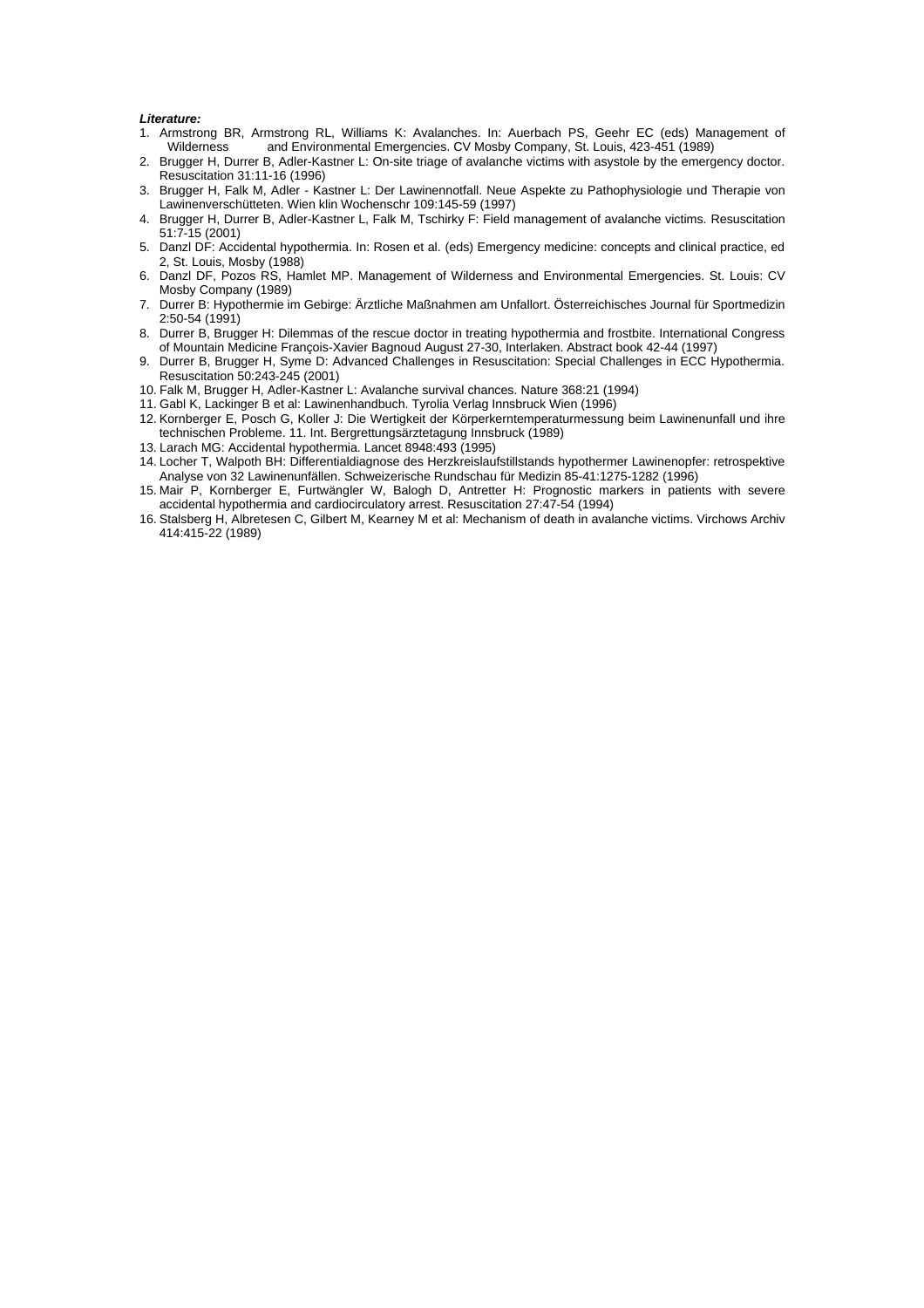***Literature:***

1. Armstrong BR, Armstrong RL, Williams K: Avalanches. In: Auerbach PS, Geehr EC (eds) Management of Wilderness and Environmental Emergencies. CV Mosby Company, St. Louis, 423-451 (1989)
2. Brugger H, Durrer B, Adler-Kastner L: On-site triage of avalanche victims with asystole by the emergency doctor. Resuscitation 31:11-16 (1996)
3. Brugger H, Falk M, Adler - Kastner L: Der Lawinennotfall. Neue Aspekte zu Pathophysiologie und Therapie von Lawinenverschütteten. Wien klin Wochenschr 109:145-59 (1997)
4. Brugger H, Durrer B, Adler-Kastner L, Falk M, Tschirky F: Field management of avalanche victims. Resuscitation 51:7-15 (2001)
5. Danzl DF: Accidental hypothermia. In: Rosen et al. (eds) Emergency medicine: concepts and clinical practice, ed 2, St. Louis, Mosby (1988)
6. Danzl DF, Pozos RS, Hamlet MP. Management of Wilderness and Environmental Emergencies. St. Louis: CV Mosby Company (1989)
7. Durrer B: Hypothermie im Gebirge: Ärztliche Maßnahmen am Unfallort. Österreichisches Journal für Sportmedizin 2:50-54 (1991)
8. Durrer B, Brugger H: Dilemmas of the rescue doctor in treating hypothermia and frostbite. International Congress of Mountain Medicine François-Xavier Bagnoud August 27-30, Interlaken. Abstract book 42-44 (1997)
9. Durrer B, Brugger H, Syme D: Advanced Challenges in Resuscitation: Special Challenges in ECC Hypothermia. Resuscitation 50:243-245 (2001)
10. Falk M, Brugger H, Adler-Kastner L: Avalanche survival chances. Nature 368:21 (1994)
11. Gabl K, Lackinger B et al: Lawinenhandbuch. Tyrolia Verlag Innsbruck Wien (1996)
12. Kornberger E, Posch G, Koller J: Die Wertigkeit der Körperkerntemperaturmessung beim Lawinenunfall und ihre technischen Probleme. 11. Int. Bergrettungsärztetagung Innsbruck (1989)
13. Larach MG: Accidental hypothermia. Lancet 8948:493 (1995)
14. Locher T, Walpoth BH: Differentialdiagnose des Herzkreislaufstillstands hypothermer Lawinenopfer: retrospektive Analyse von 32 Lawinenunfällen. Schweizerische Rundschau für Medizin 85-41:1275-1282 (1996)
15. Mair P, Kornberger E, Furtwängler W, Balogh D, Antretter H: Prognostic markers in patients with severe accidental hypothermia and cardiocirculatory arrest. Resuscitation 27:47-54 (1994)
16. Stalsberg H, Albretesen C, Gilbert M, Kearney M et al: Mechanism of death in avalanche victims. Virchows Archiv 414:415-22 (1989)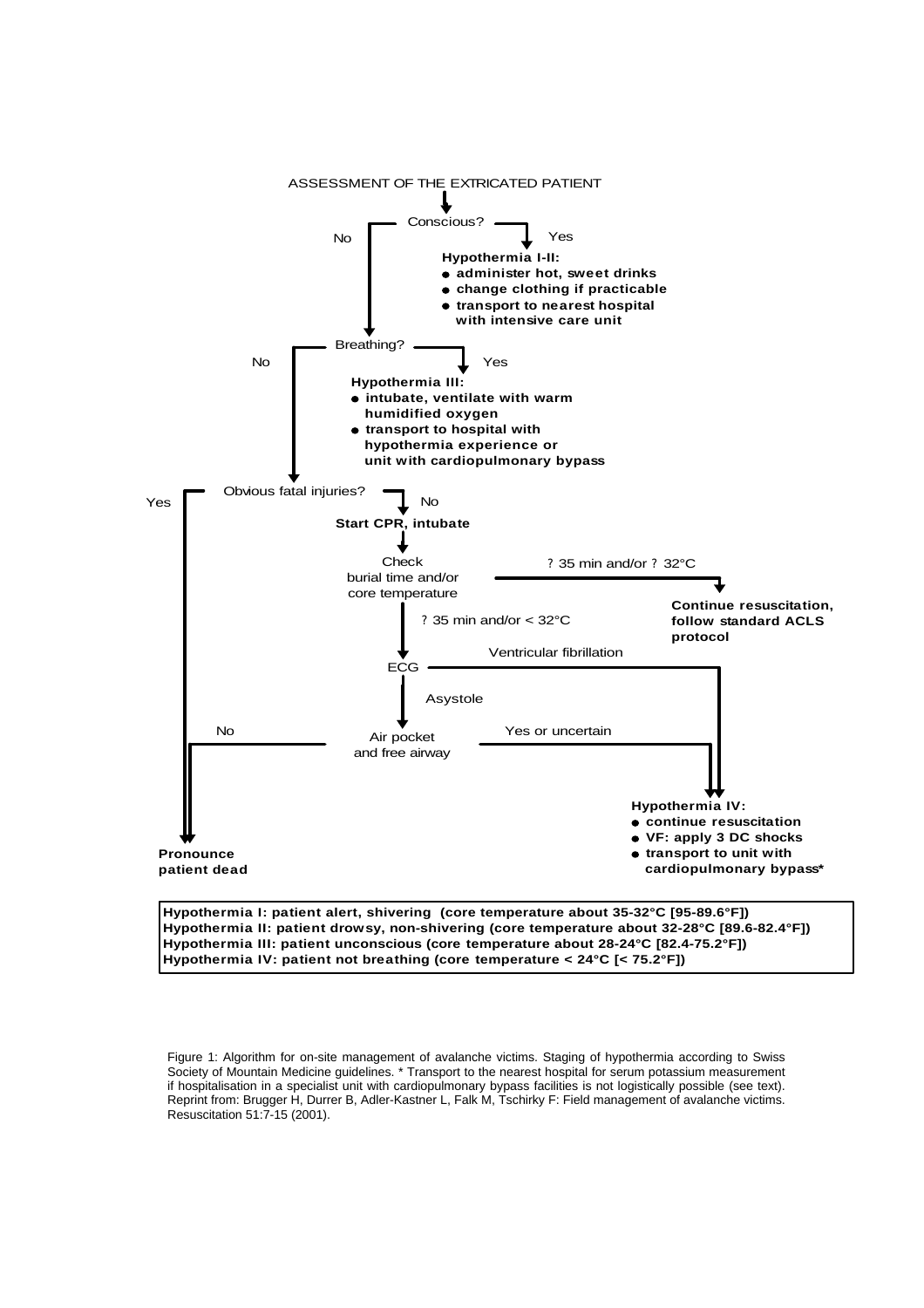ASSESSMENT OF THE EXTRICATED PATIENT

Conscious?

No

Yes

**Hypothermia I-II:**

- **administer hot, sweet drinks**
- **change clothing if practicable**
- **transport to nearest hospital with intensive care unit**

Breathing?

No

Yes

**Hypothermia III:**

- **intubate, ventilate with warm humidified oxygen**
- **transport to hospital with hypothermia experience or unit with cardiopulmonary bypass**

Obvious fatal injuries?

Yes

No

**Start CPR, intubate**

Check burial time and/or core temperature

? 35 min and/or ? 32°C

**Continue resuscitation, follow standard ACLS protocol**

? 35 min and/or < 32°C

ECG

Ventricular fibrillation

Asystole

Air pocket and free airway

No

Yes or uncertain

**Hypothermia IV:**

- **continue resuscitation**
- **VF: apply 3 DC shocks**
- **transport to unit with cardiopulmonary bypass***

**Pronounce patient dead**

**Hypothermia I: patient alert, shivering (core temperature about 35-32°C [95-89.6°F])**
**Hypothermia II: patient drowsy, non-shivering (core temperature about 32-28°C [89.6-82.4°F])**
**Hypothermia III: patient unconscious (core temperature about 28-24°C [82.4-75.2°F])**
**Hypothermia IV: patient not breathing (core temperature < 24°C [< 75.2°F])**

Figure 1: Algorithm for on-site management of avalanche victims. Staging of hypothermia according to Swiss Society of Mountain Medicine guidelines. * Transport to the nearest hospital for serum potassium measurement if hospitalisation in a specialist unit with cardiopulmonary bypass facilities is not logistically possible (see text). Reprint from: Brugger H, Durrer B, Adler-Kastner L, Falk M, Tschirky F: Field management of avalanche victims. Resuscitation 51:7-15 (2001).